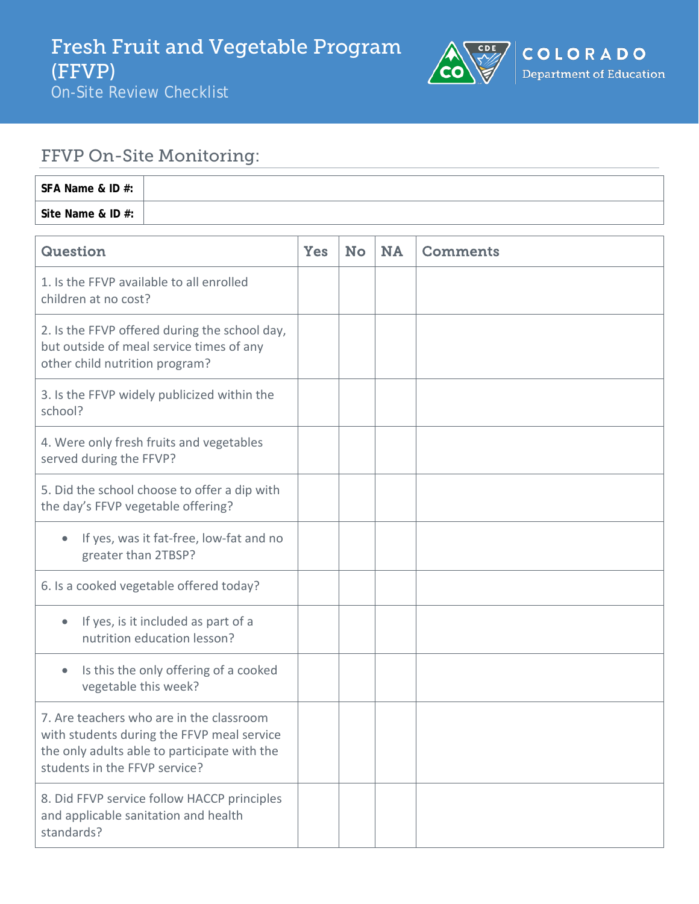# Fresh Fruit and Vegetable Program (FFVP)

On-Site Review Checklist

COLORADO
Department of Education

## FFVP On-Site Monitoring:

| | |
|---|---|
| **SFA Name & ID #:** | |
| **Site Name & ID #:** | |

| Question | Yes | No | NA | Comments |
|---|---|---|---|---|
| 1. Is the FFVP available to all enrolled children at no cost? | | | | |
| 2. Is the FFVP offered during the school day, but outside of meal service times of any other child nutrition program? | | | | |
| 3. Is the FFVP widely publicized within the school? | | | | |
| 4. Were only fresh fruits and vegetables served during the FFVP? | | | | |
| 5. Did the school choose to offer a dip with the day's FFVP vegetable offering? | | | | |
| • If yes, was it fat-free, low-fat and no greater than 2TBSP? | | | | |
| 6. Is a cooked vegetable offered today? | | | | |
| • If yes, is it included as part of a nutrition education lesson? | | | | |
| • Is this the only offering of a cooked vegetable this week? | | | | |
| 7. Are teachers who are in the classroom with students during the FFVP meal service the only adults able to participate with the students in the FFVP service? | | | | |
| 8. Did FFVP service follow HACCP principles and applicable sanitation and health standards? | | | | |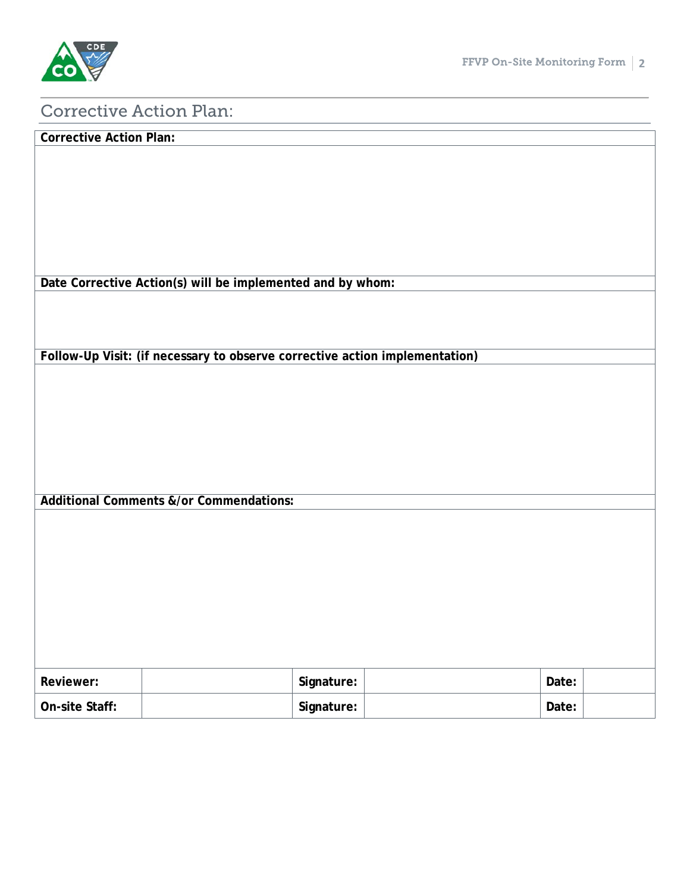## Corrective Action Plan:

**Corrective Action Plan:**

**Date Corrective Action(s) will be implemented and by whom:**

**Follow-Up Visit: (if necessary to observe corrective action implementation)**

**Additional Comments &/or Commendations:**

| | | | | | |
|---|---|---|---|---|---|
| **Reviewer:** | | **Signature:** | | **Date:** | |
| **On-site Staff:** | | **Signature:** | | **Date:** | |